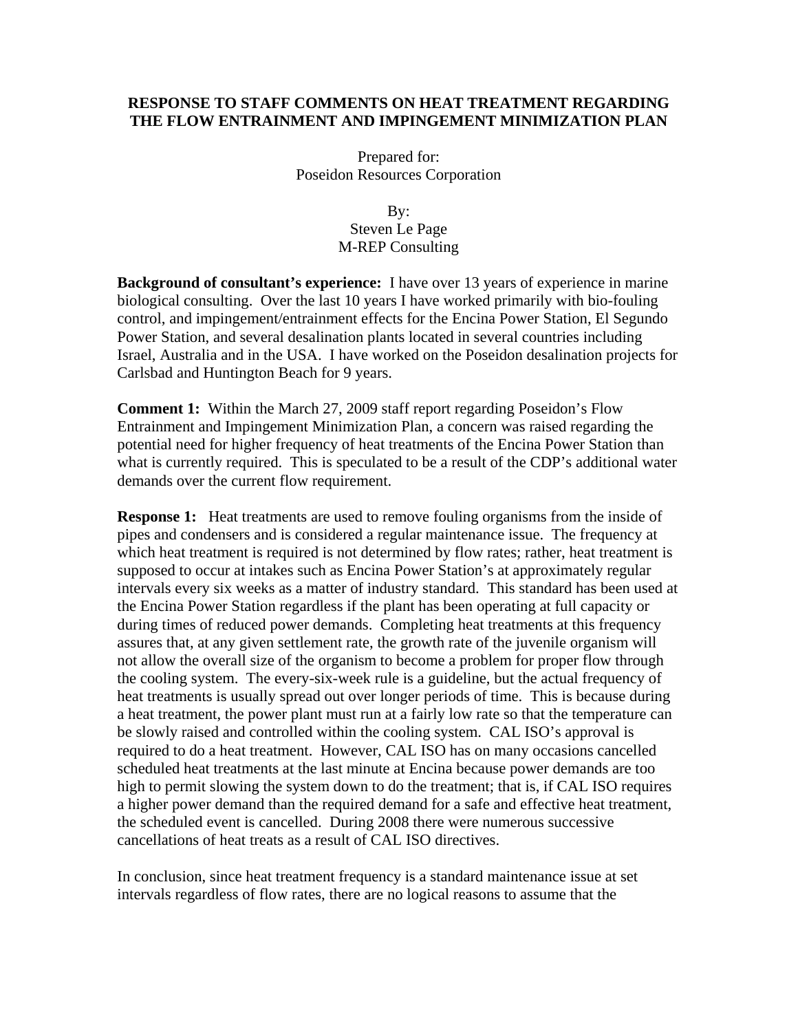# RESPONSE TO STAFF COMMENTS ON HEAT TREATMENT REGARDING THE FLOW ENTRAINMENT AND IMPINGEMENT MINIMIZATION PLAN

Prepared for:
Poseidon Resources Corporation

By:
Steven Le Page
M-REP Consulting

**Background of consultant's experience:** I have over 13 years of experience in marine biological consulting. Over the last 10 years I have worked primarily with bio-fouling control, and impingement/entrainment effects for the Encina Power Station, El Segundo Power Station, and several desalination plants located in several countries including Israel, Australia and in the USA. I have worked on the Poseidon desalination projects for Carlsbad and Huntington Beach for 9 years.

**Comment 1:** Within the March 27, 2009 staff report regarding Poseidon's Flow Entrainment and Impingement Minimization Plan, a concern was raised regarding the potential need for higher frequency of heat treatments of the Encina Power Station than what is currently required. This is speculated to be a result of the CDP's additional water demands over the current flow requirement.

**Response 1:** Heat treatments are used to remove fouling organisms from the inside of pipes and condensers and is considered a regular maintenance issue. The frequency at which heat treatment is required is not determined by flow rates; rather, heat treatment is supposed to occur at intakes such as Encina Power Station's at approximately regular intervals every six weeks as a matter of industry standard. This standard has been used at the Encina Power Station regardless if the plant has been operating at full capacity or during times of reduced power demands. Completing heat treatments at this frequency assures that, at any given settlement rate, the growth rate of the juvenile organism will not allow the overall size of the organism to become a problem for proper flow through the cooling system. The every-six-week rule is a guideline, but the actual frequency of heat treatments is usually spread out over longer periods of time. This is because during a heat treatment, the power plant must run at a fairly low rate so that the temperature can be slowly raised and controlled within the cooling system. CAL ISO's approval is required to do a heat treatment. However, CAL ISO has on many occasions cancelled scheduled heat treatments at the last minute at Encina because power demands are too high to permit slowing the system down to do the treatment; that is, if CAL ISO requires a higher power demand than the required demand for a safe and effective heat treatment, the scheduled event is cancelled. During 2008 there were numerous successive cancellations of heat treats as a result of CAL ISO directives.

In conclusion, since heat treatment frequency is a standard maintenance issue at set intervals regardless of flow rates, there are no logical reasons to assume that the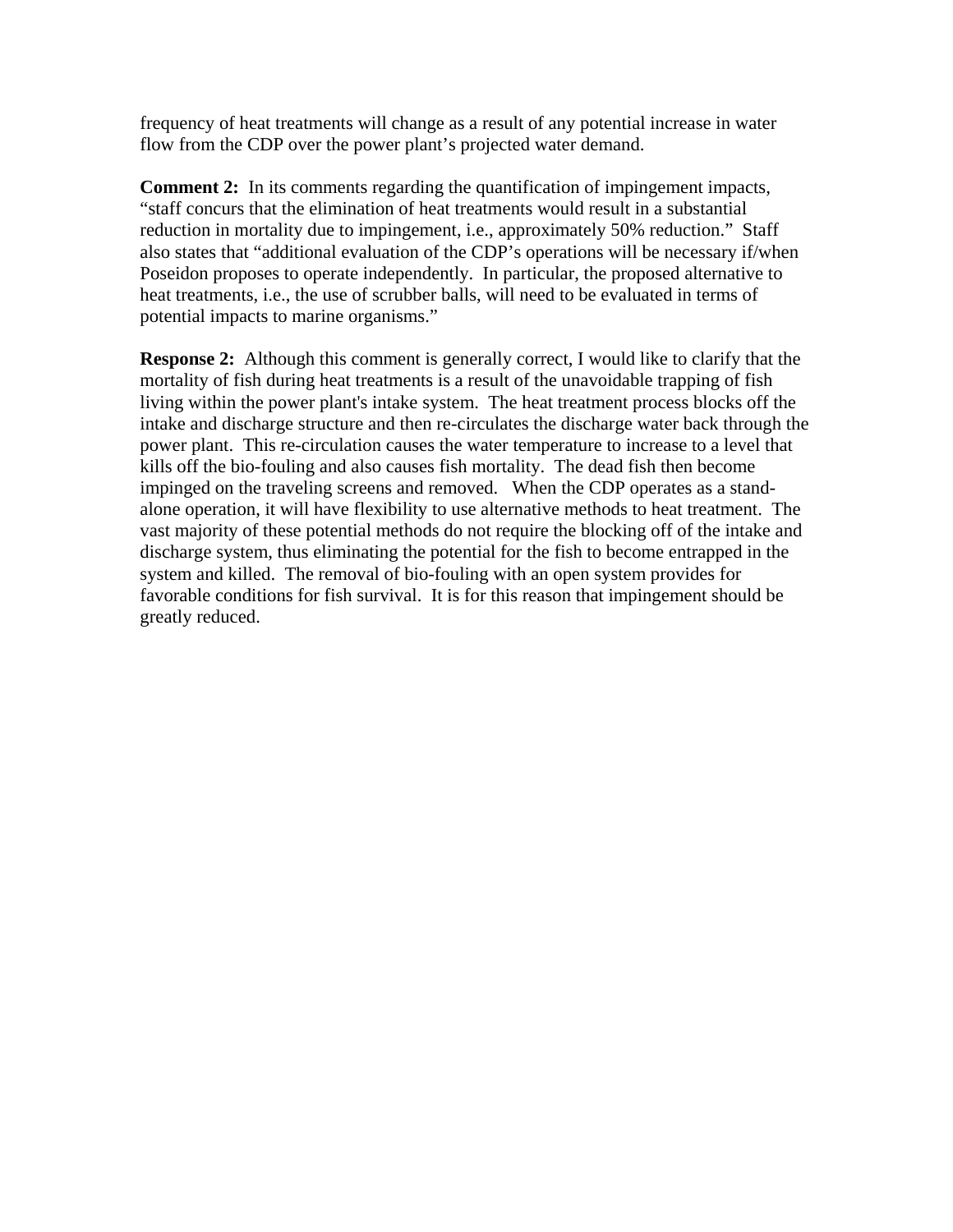frequency of heat treatments will change as a result of any potential increase in water flow from the CDP over the power plant's projected water demand.

**Comment 2:** In its comments regarding the quantification of impingement impacts, "staff concurs that the elimination of heat treatments would result in a substantial reduction in mortality due to impingement, i.e., approximately 50% reduction." Staff also states that "additional evaluation of the CDP's operations will be necessary if/when Poseidon proposes to operate independently. In particular, the proposed alternative to heat treatments, i.e., the use of scrubber balls, will need to be evaluated in terms of potential impacts to marine organisms."

**Response 2:** Although this comment is generally correct, I would like to clarify that the mortality of fish during heat treatments is a result of the unavoidable trapping of fish living within the power plant's intake system. The heat treatment process blocks off the intake and discharge structure and then re-circulates the discharge water back through the power plant. This re-circulation causes the water temperature to increase to a level that kills off the bio-fouling and also causes fish mortality. The dead fish then become impinged on the traveling screens and removed. When the CDP operates as a stand-alone operation, it will have flexibility to use alternative methods to heat treatment. The vast majority of these potential methods do not require the blocking off of the intake and discharge system, thus eliminating the potential for the fish to become entrapped in the system and killed. The removal of bio-fouling with an open system provides for favorable conditions for fish survival. It is for this reason that impingement should be greatly reduced.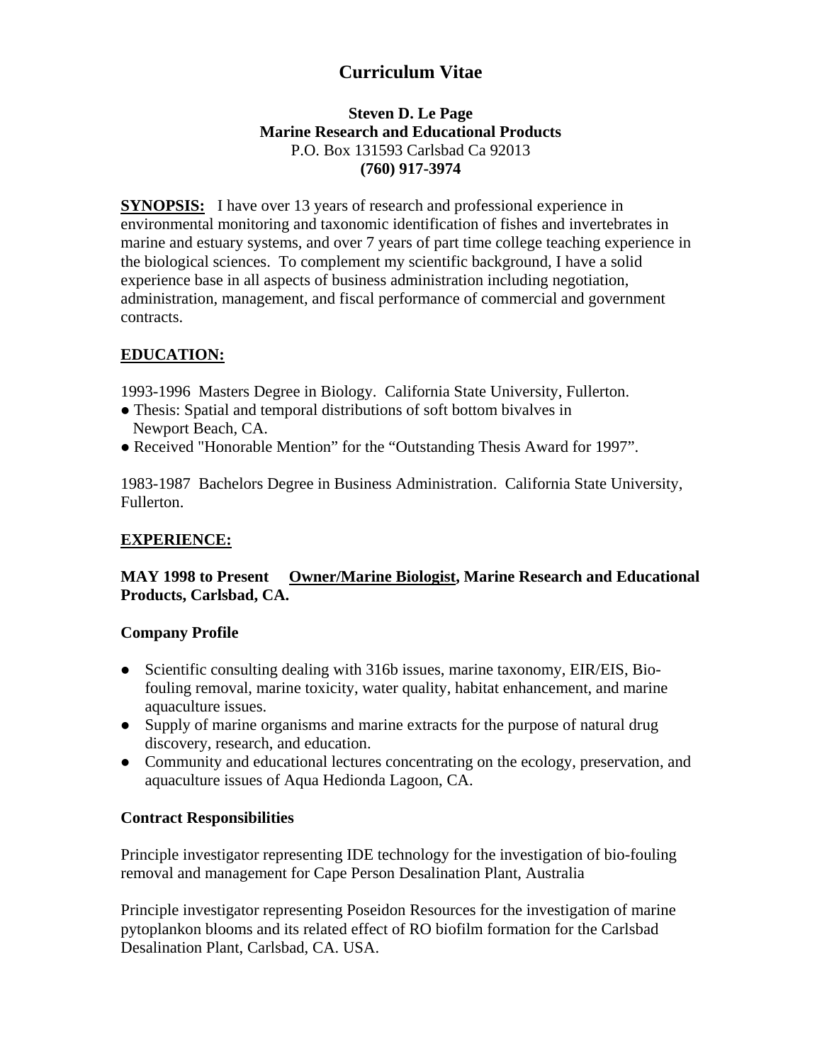# Curriculum Vitae

**Steven D. Le Page**
**Marine Research and Educational Products**
P.O. Box 131593 Carlsbad Ca 92013
**(760) 917-3974**

**SYNOPSIS:** I have over 13 years of research and professional experience in environmental monitoring and taxonomic identification of fishes and invertebrates in marine and estuary systems, and over 7 years of part time college teaching experience in the biological sciences. To complement my scientific background, I have a solid experience base in all aspects of business administration including negotiation, administration, management, and fiscal performance of commercial and government contracts.

## EDUCATION:

1993-1996 Masters Degree in Biology. California State University, Fullerton.

- Thesis: Spatial and temporal distributions of soft bottom bivalves in Newport Beach, CA.
- Received "Honorable Mention" for the "Outstanding Thesis Award for 1997".

1983-1987 Bachelors Degree in Business Administration. California State University, Fullerton.

## EXPERIENCE:

**MAY 1998 to Present Owner/Marine Biologist, Marine Research and Educational Products, Carlsbad, CA.**

### Company Profile

- Scientific consulting dealing with 316b issues, marine taxonomy, EIR/EIS, Bio-fouling removal, marine toxicity, water quality, habitat enhancement, and marine aquaculture issues.
- Supply of marine organisms and marine extracts for the purpose of natural drug discovery, research, and education.
- Community and educational lectures concentrating on the ecology, preservation, and aquaculture issues of Aqua Hedionda Lagoon, CA.

### Contract Responsibilities

Principle investigator representing IDE technology for the investigation of bio-fouling removal and management for Cape Person Desalination Plant, Australia

Principle investigator representing Poseidon Resources for the investigation of marine pytoplankon blooms and its related effect of RO biofilm formation for the Carlsbad Desalination Plant, Carlsbad, CA. USA.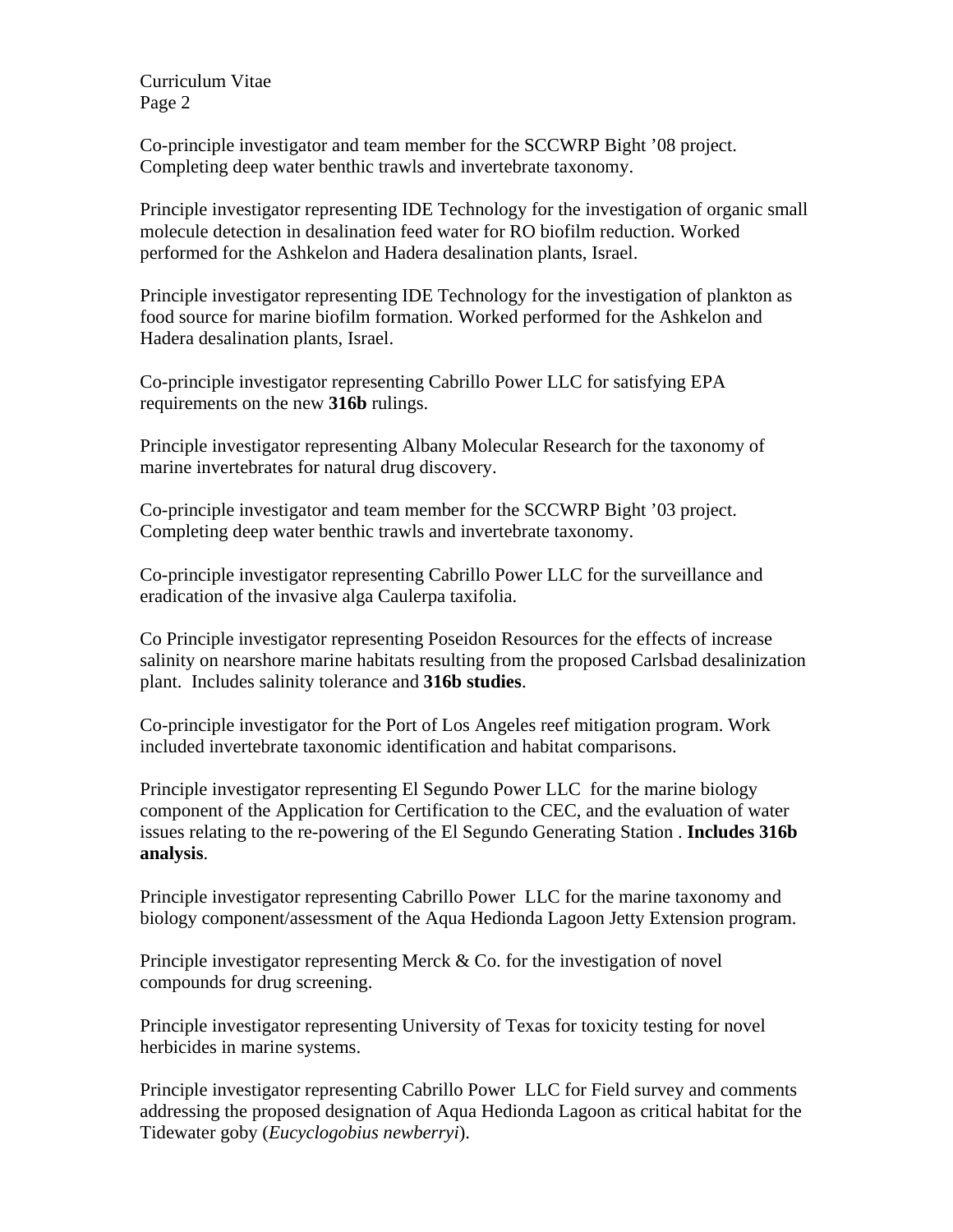Co-principle investigator and team member for the SCCWRP Bight ’08 project. Completing deep water benthic trawls and invertebrate taxonomy.

Principle investigator representing IDE Technology for the investigation of organic small molecule detection in desalination feed water for RO biofilm reduction. Worked performed for the Ashkelon and Hadera desalination plants, Israel.

Principle investigator representing IDE Technology for the investigation of plankton as food source for marine biofilm formation. Worked performed for the Ashkelon and Hadera desalination plants, Israel.

Co-principle investigator representing Cabrillo Power LLC for satisfying EPA requirements on the new **316b** rulings.

Principle investigator representing Albany Molecular Research for the taxonomy of marine invertebrates for natural drug discovery.

Co-principle investigator and team member for the SCCWRP Bight ’03 project. Completing deep water benthic trawls and invertebrate taxonomy.

Co-principle investigator representing Cabrillo Power LLC for the surveillance and eradication of the invasive alga Caulerpa taxifolia.

Co Principle investigator representing Poseidon Resources for the effects of increase salinity on nearshore marine habitats resulting from the proposed Carlsbad desalinization plant. Includes salinity tolerance and **316b studies**.

Co-principle investigator for the Port of Los Angeles reef mitigation program. Work included invertebrate taxonomic identification and habitat comparisons.

Principle investigator representing El Segundo Power LLC for the marine biology component of the Application for Certification to the CEC, and the evaluation of water issues relating to the re-powering of the El Segundo Generating Station . **Includes 316b analysis**.

Principle investigator representing Cabrillo Power LLC for the marine taxonomy and biology component/assessment of the Aqua Hedionda Lagoon Jetty Extension program.

Principle investigator representing Merck & Co. for the investigation of novel compounds for drug screening.

Principle investigator representing University of Texas for toxicity testing for novel herbicides in marine systems.

Principle investigator representing Cabrillo Power LLC for Field survey and comments addressing the proposed designation of Aqua Hedionda Lagoon as critical habitat for the Tidewater goby (*Eucyclogobius newberryi*).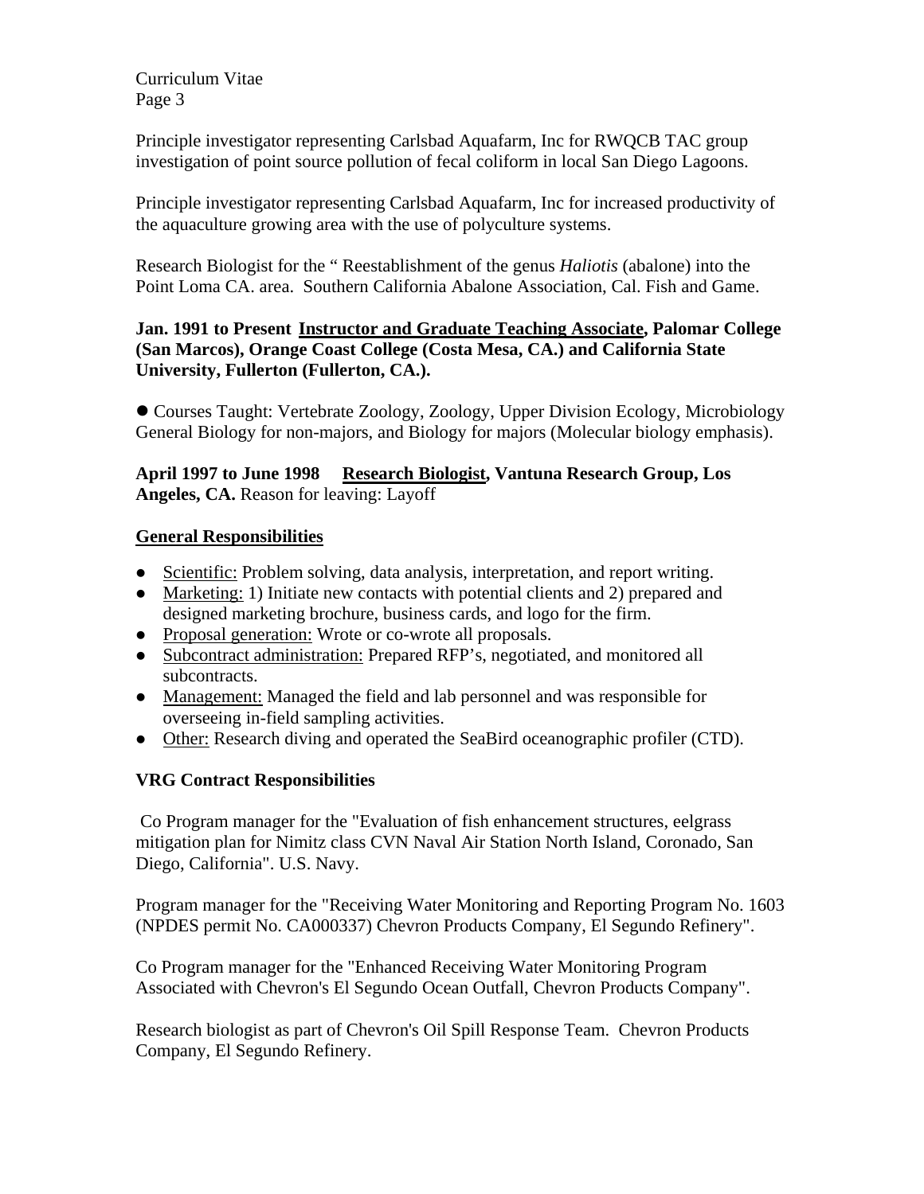Principle investigator representing Carlsbad Aquafarm, Inc for RWQCB TAC group investigation of point source pollution of fecal coliform in local San Diego Lagoons.

Principle investigator representing Carlsbad Aquafarm, Inc for increased productivity of the aquaculture growing area with the use of polyculture systems.

Research Biologist for the " Reestablishment of the genus *Haliotis* (abalone) into the Point Loma CA. area. Southern California Abalone Association, Cal. Fish and Game.

**Jan. 1991 to Present <u>Instructor and Graduate Teaching Associate</u>, Palomar College (San Marcos), Orange Coast College (Costa Mesa, CA.) and California State University, Fullerton (Fullerton, CA.).**

- Courses Taught: Vertebrate Zoology, Zoology, Upper Division Ecology, Microbiology General Biology for non-majors, and Biology for majors (Molecular biology emphasis).

**April 1997 to June 1998 <u>Research Biologist</u>, Vantuna Research Group, Los Angeles, CA.** Reason for leaving: Layoff

**<u>General Responsibilities</u>**

- <u>Scientific:</u> Problem solving, data analysis, interpretation, and report writing.
- <u>Marketing:</u> 1) Initiate new contacts with potential clients and 2) prepared and designed marketing brochure, business cards, and logo for the firm.
- <u>Proposal generation:</u> Wrote or co-wrote all proposals.
- <u>Subcontract administration:</u> Prepared RFP's, negotiated, and monitored all subcontracts.
- <u>Management:</u> Managed the field and lab personnel and was responsible for overseeing in-field sampling activities.
- <u>Other:</u> Research diving and operated the SeaBird oceanographic profiler (CTD).

**VRG Contract Responsibilities**

Co Program manager for the "Evaluation of fish enhancement structures, eelgrass mitigation plan for Nimitz class CVN Naval Air Station North Island, Coronado, San Diego, California". U.S. Navy.

Program manager for the "Receiving Water Monitoring and Reporting Program No. 1603 (NPDES permit No. CA000337) Chevron Products Company, El Segundo Refinery".

Co Program manager for the "Enhanced Receiving Water Monitoring Program Associated with Chevron's El Segundo Ocean Outfall, Chevron Products Company".

Research biologist as part of Chevron's Oil Spill Response Team. Chevron Products Company, El Segundo Refinery.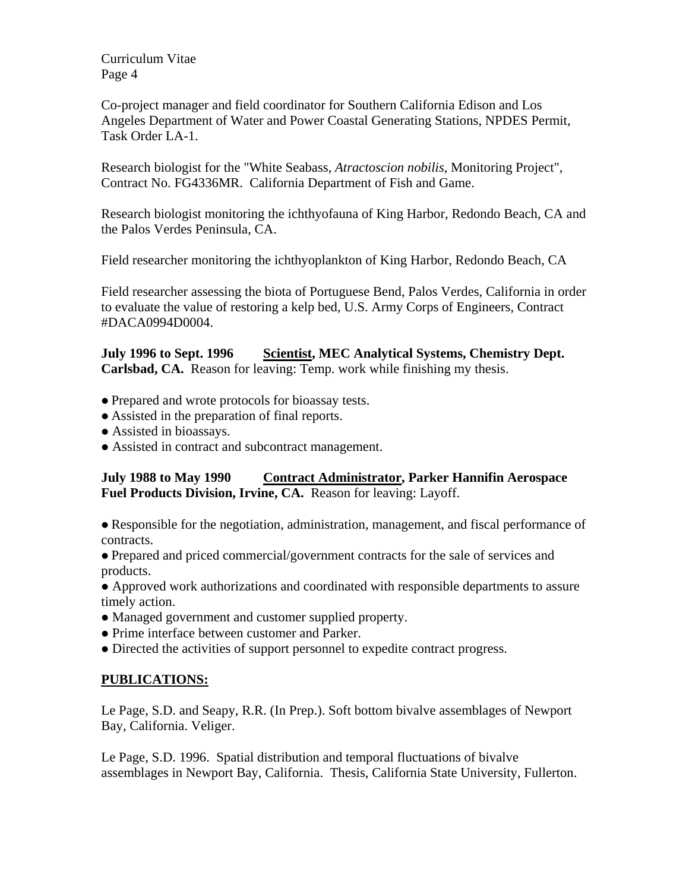Co-project manager and field coordinator for Southern California Edison and Los Angeles Department of Water and Power Coastal Generating Stations, NPDES Permit, Task Order LA-1.

Research biologist for the "White Seabass, *Atractoscion nobilis*, Monitoring Project", Contract No. FG4336MR. California Department of Fish and Game.

Research biologist monitoring the ichthyofauna of King Harbor, Redondo Beach, CA and the Palos Verdes Peninsula, CA.

Field researcher monitoring the ichthyoplankton of King Harbor, Redondo Beach, CA

Field researcher assessing the biota of Portuguese Bend, Palos Verdes, California in order to evaluate the value of restoring a kelp bed, U.S. Army Corps of Engineers, Contract #DACA0994D0004.

**July 1996 to Sept. 1996 <u>Scientist</u>, MEC Analytical Systems, Chemistry Dept. Carlsbad, CA.** Reason for leaving: Temp. work while finishing my thesis.

- Prepared and wrote protocols for bioassay tests.
- Assisted in the preparation of final reports.
- Assisted in bioassays.
- Assisted in contract and subcontract management.

**July 1988 to May 1990 <u>Contract Administrator</u>, Parker Hannifin Aerospace Fuel Products Division, Irvine, CA.** Reason for leaving: Layoff.

- Responsible for the negotiation, administration, management, and fiscal performance of contracts.
- Prepared and priced commercial/government contracts for the sale of services and products.
- Approved work authorizations and coordinated with responsible departments to assure timely action.
- Managed government and customer supplied property.
- Prime interface between customer and Parker.
- Directed the activities of support personnel to expedite contract progress.

## <u>PUBLICATIONS:</u>

Le Page, S.D. and Seapy, R.R. (In Prep.). Soft bottom bivalve assemblages of Newport Bay, California. Veliger.

Le Page, S.D. 1996. Spatial distribution and temporal fluctuations of bivalve assemblages in Newport Bay, California. Thesis, California State University, Fullerton.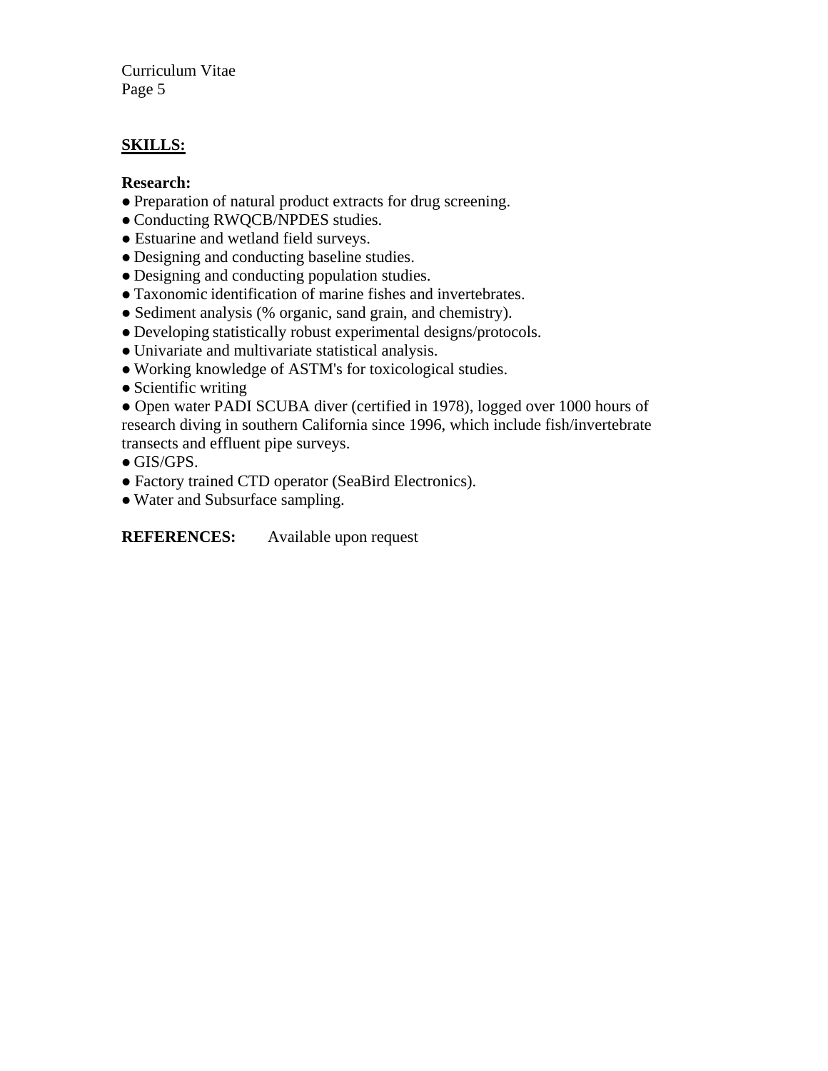## SKILLS:

**Research:**

- Preparation of natural product extracts for drug screening.
- Conducting RWQCB/NPDES studies.
- Estuarine and wetland field surveys.
- Designing and conducting baseline studies.
- Designing and conducting population studies.
- Taxonomic identification of marine fishes and invertebrates.
- Sediment analysis (% organic, sand grain, and chemistry).
- Developing statistically robust experimental designs/protocols.
- Univariate and multivariate statistical analysis.
- Working knowledge of ASTM's for toxicological studies.
- Scientific writing
- Open water PADI SCUBA diver (certified in 1978), logged over 1000 hours of research diving in southern California since 1996, which include fish/invertebrate transects and effluent pipe surveys.
- GIS/GPS.
- Factory trained CTD operator (SeaBird Electronics).
- Water and Subsurface sampling.

**REFERENCES:** Available upon request